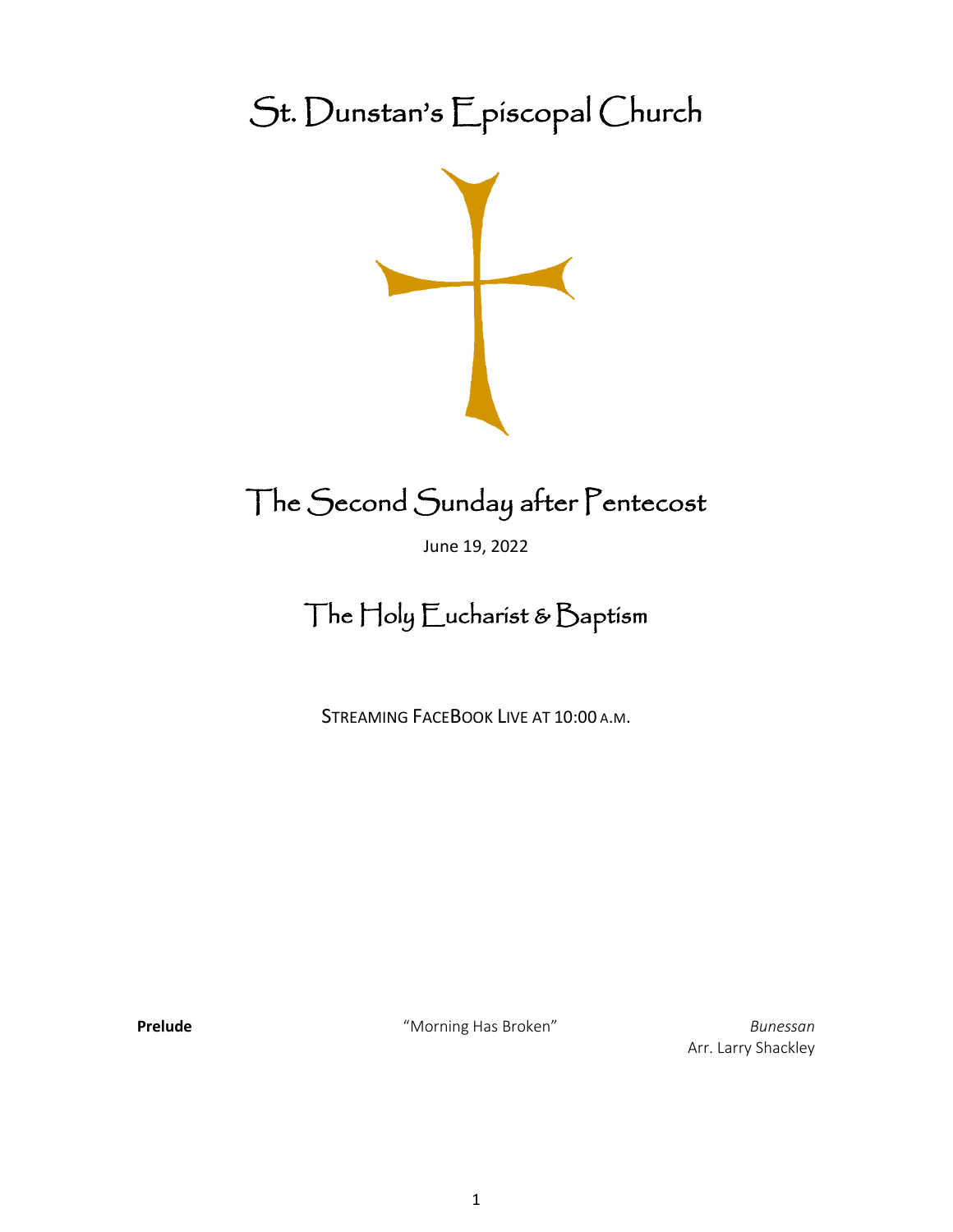# St. Dunstan's Episcopal Church

## The Second Sunday after Pentecost

June 19, 2022

## The Holy Eucharist & Baptism

STREAMING FACEBOOK LIVE AT 10:00 A.M.

**Prelude** "Morning Has Broken" *Bunessan*
Arr. Larry Shackley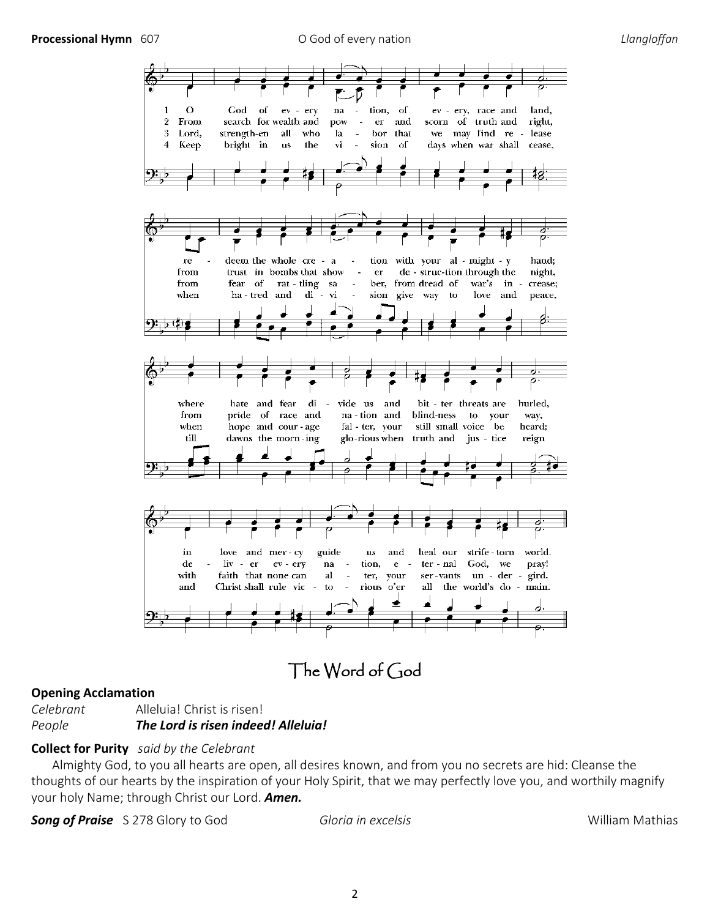**Processional Hymn** 607 O God of every nation *Llangloffan*

1 O God of every nation, of every, race and land, redeem the whole creation with your almighty hand; where hate and fear divide us and bitter threats are hurled, in love and mercy guide us and heal our strife-torn world.

2 From search for wealth and power and scorn of truth and right, from trust in bombs that shower destruction through the night, from pride of race and nation and blindness to your way, deliver every nation, eternal God, we pray!

3 Lord, strengthen all who labor that we may find release from fear of rattling saber, from dread of war's increase; when hope and courage falter, your still small voice be heard; with faith that none can alter, your servants undergird.

4 Keep bright in us the vision of days when war shall cease, when hatred and division give way to love and peace, till dawns the morning glorious when truth and justice reign and Christ shall rule victorious o'er all the world's domain.

# The Word of God

**Opening Acclamation**

*Celebrant* Alleluia! Christ is risen!
*People* ***The Lord is risen indeed! Alleluia!***

**Collect for Purity** *said by the Celebrant*

Almighty God, to you all hearts are open, all desires known, and from you no secrets are hid: Cleanse the thoughts of our hearts by the inspiration of your Holy Spirit, that we may perfectly love you, and worthily magnify your holy Name; through Christ our Lord. ***Amen.***

***Song of Praise*** S 278 Glory to God *Gloria in excelsis* William Mathias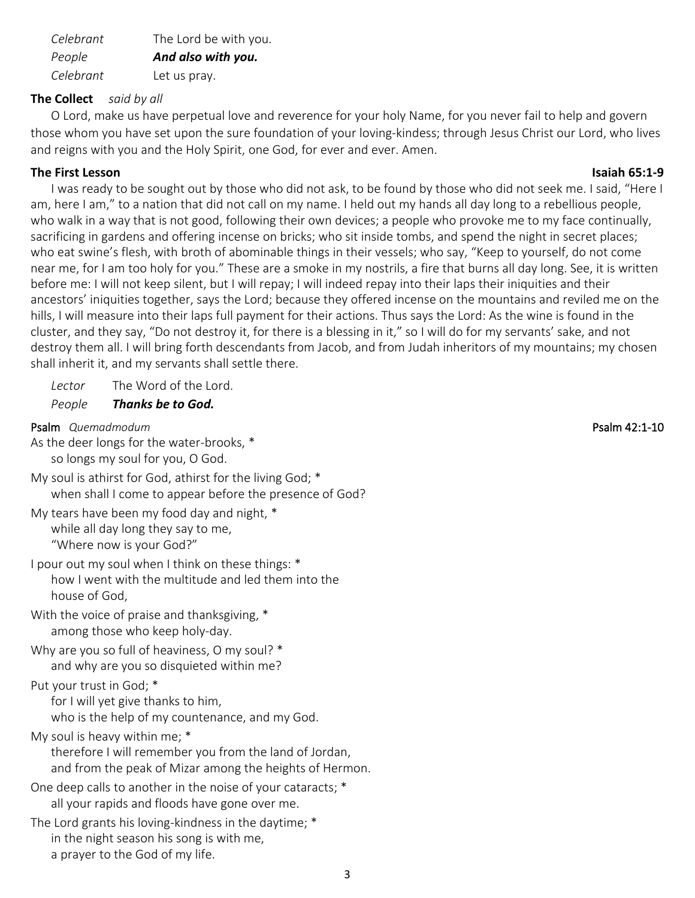*Celebrant* The Lord be with you.
*People* ***And also with you.***
*Celebrant* Let us pray.

**The Collect** *said by all*

O Lord, make us have perpetual love and reverence for your holy Name, for you never fail to help and govern those whom you have set upon the sure foundation of your loving-kindness; through Jesus Christ our Lord, who lives and reigns with you and the Holy Spirit, one God, for ever and ever. Amen.

**The First Lesson** **Isaiah 65:1-9**

I was ready to be sought out by those who did not ask, to be found by those who did not seek me. I said, "Here I am, here I am," to a nation that did not call on my name. I held out my hands all day long to a rebellious people, who walk in a way that is not good, following their own devices; a people who provoke me to my face continually, sacrificing in gardens and offering incense on bricks; who sit inside tombs, and spend the night in secret places; who eat swine's flesh, with broth of abominable things in their vessels; who say, "Keep to yourself, do not come near me, for I am too holy for you." These are a smoke in my nostrils, a fire that burns all day long. See, it is written before me: I will not keep silent, but I will repay; I will indeed repay into their laps their iniquities and their ancestors' iniquities together, says the Lord; because they offered incense on the mountains and reviled me on the hills, I will measure into their laps full payment for their actions. Thus says the Lord: As the wine is found in the cluster, and they say, "Do not destroy it, for there is a blessing in it," so I will do for my servants' sake, and not destroy them all. I will bring forth descendants from Jacob, and from Judah inheritors of my mountains; my chosen shall inherit it, and my servants shall settle there.

*Lector* The Word of the Lord.
*People* ***Thanks be to God.***

**Psalm** *Quemadmodum* **Psalm 42:1-10**

As the deer longs for the water-brooks, *
so longs my soul for you, O God.

My soul is athirst for God, athirst for the living God; *
when shall I come to appear before the presence of God?

My tears have been my food day and night, *
while all day long they say to me,
"Where now is your God?"

I pour out my soul when I think on these things: *
how I went with the multitude and led them into the house of God,

With the voice of praise and thanksgiving, *
among those who keep holy-day.

Why are you so full of heaviness, O my soul? *
and why are you so disquieted within me?

Put your trust in God; *
for I will yet give thanks to him,
who is the help of my countenance, and my God.

My soul is heavy within me; *
therefore I will remember you from the land of Jordan,
and from the peak of Mizar among the heights of Hermon.

One deep calls to another in the noise of your cataracts; *
all your rapids and floods have gone over me.

The Lord grants his loving-kindness in the daytime; *
in the night season his song is with me,
a prayer to the God of my life.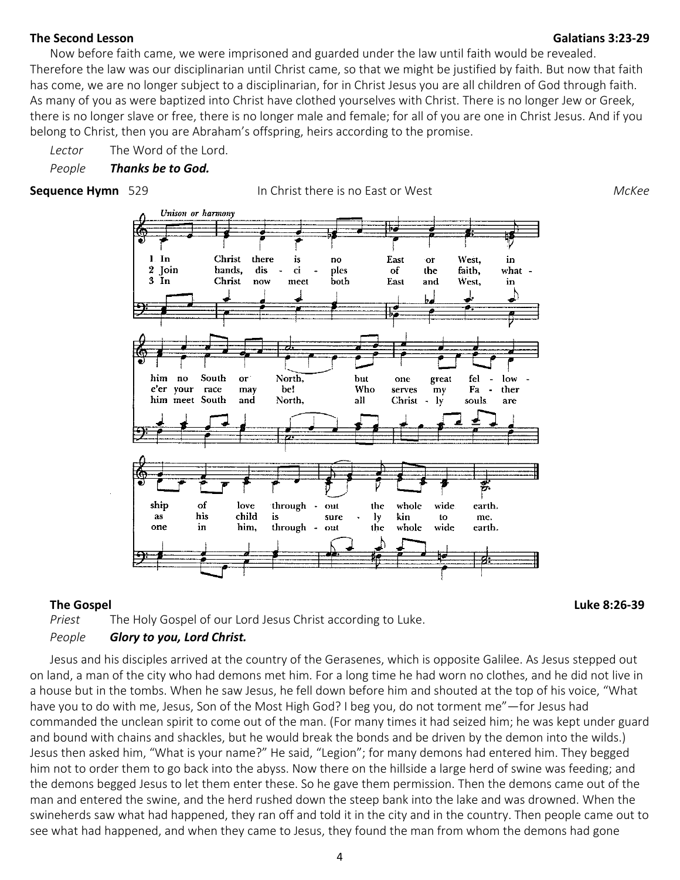**The Second Lesson** **Galatians 3:23-29**

Now before faith came, we were imprisoned and guarded under the law until faith would be revealed. Therefore the law was our disciplinarian until Christ came, so that we might be justified by faith. But now that faith has come, we are no longer subject to a disciplinarian, for in Christ Jesus you are all children of God through faith. As many of you as were baptized into Christ have clothed yourselves with Christ. There is no longer Jew or Greek, there is no longer slave or free, there is no longer male and female; for all of you are one in Christ Jesus. And if you belong to Christ, then you are Abraham's offspring, heirs according to the promise.

*Lector* The Word of the Lord.
*People* ***Thanks be to God.***

**Sequence Hymn** 529 In Christ there is no East or West *McKee*

*Unison or harmony*

1 In Christ there is no East or West, in him no South or North, but one great fellowship of love throughout the whole wide earth.

2 Join hands, disciples of the faith, what-e'er your race may be! Who serves my Father as his child is surely kin to me.

3 In Christ now meet both East and West, in him meet South and North, all Christly souls are one in him, throughout the whole wide earth.

**The Gospel** **Luke 8:26-39**

*Priest* The Holy Gospel of our Lord Jesus Christ according to Luke.
*People* ***Glory to you, Lord Christ.***

Jesus and his disciples arrived at the country of the Gerasenes, which is opposite Galilee. As Jesus stepped out on land, a man of the city who had demons met him. For a long time he had worn no clothes, and he did not live in a house but in the tombs. When he saw Jesus, he fell down before him and shouted at the top of his voice, "What have you to do with me, Jesus, Son of the Most High God? I beg you, do not torment me"—for Jesus had commanded the unclean spirit to come out of the man. (For many times it had seized him; he was kept under guard and bound with chains and shackles, but he would break the bonds and be driven by the demon into the wilds.) Jesus then asked him, "What is your name?" He said, "Legion"; for many demons had entered him. They begged him not to order them to go back into the abyss. Now there on the hillside a large herd of swine was feeding; and the demons begged Jesus to let them enter these. So he gave them permission. Then the demons came out of the man and entered the swine, and the herd rushed down the steep bank into the lake and was drowned. When the swineherds saw what had happened, they ran off and told it in the city and in the country. Then people came out to see what had happened, and when they came to Jesus, they found the man from whom the demons had gone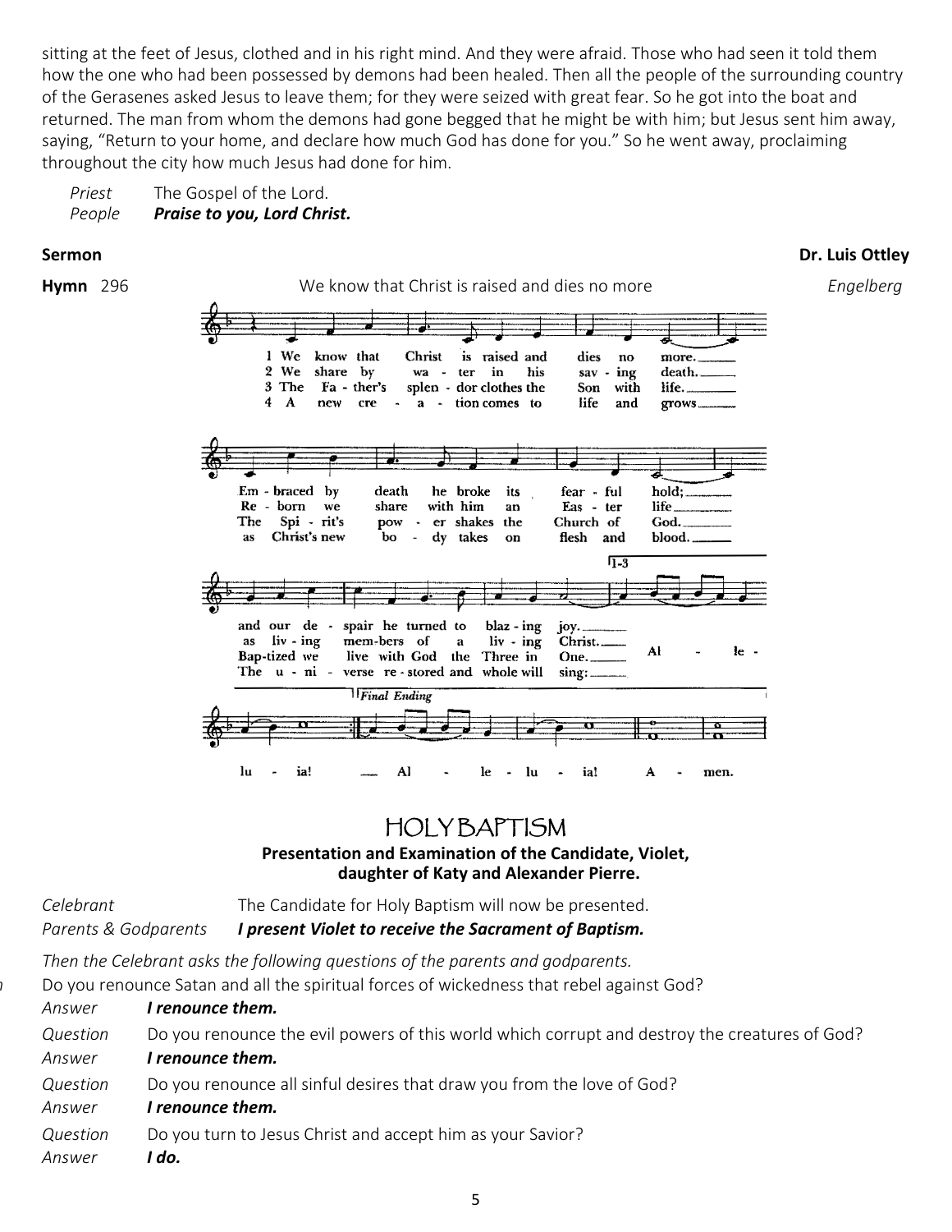sitting at the feet of Jesus, clothed and in his right mind. And they were afraid. Those who had seen it told them how the one who had been possessed by demons had been healed. Then all the people of the surrounding country of the Gerasenes asked Jesus to leave them; for they were seized with great fear. So he got into the boat and returned. The man from whom the demons had gone begged that he might be with him; but Jesus sent him away, saying, "Return to your home, and declare how much God has done for you." So he went away, proclaiming throughout the city how much Jesus had done for him.

*Priest* The Gospel of the Lord.
*People* ***Praise to you, Lord Christ.***

**Sermon** **Dr. Luis Ottley**

**Hymn** 296 We know that Christ is raised and dies no more *Engelberg*

1 We know that Christ is raised and dies no more. Embraced by death he broke its fearful hold; and our despair he turned to blazing joy. Alleluia!

2 We share by water in his saving death. Reborn we share with him an Easter life as living members of a living Christ. Alleluia!

3 The Father's splendor clothes the Son with life. The Spirit's power shakes the Church of God. Baptized we live with God the Three in One. Alleluia!

4 A new creation comes to life and grows as Christ's new body takes on flesh and blood. The universe restored and whole will sing: Alleluia! Amen.

# HOLY BAPTISM

**Presentation and Examination of the Candidate, Violet, daughter of Katy and Alexander Pierre.**

*Celebrant* The Candidate for Holy Baptism will now be presented.
*Parents & Godparents* ***I present Violet to receive the Sacrament of Baptism.***

*Then the Celebrant asks the following questions of the parents and godparents.*

*Question* Do you renounce Satan and all the spiritual forces of wickedness that rebel against God?
*Answer* ***I renounce them.***
*Question* Do you renounce the evil powers of this world which corrupt and destroy the creatures of God?
*Answer* ***I renounce them.***
*Question* Do you renounce all sinful desires that draw you from the love of God?
*Answer* ***I renounce them.***
*Question* Do you turn to Jesus Christ and accept him as your Savior?
*Answer* ***I do.***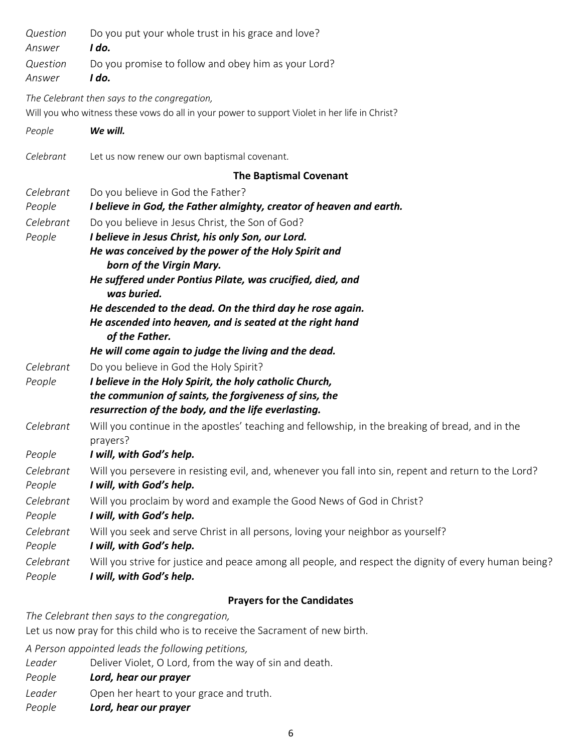*Question* Do you put your whole trust in his grace and love?
*Answer* ***I do.***
*Question* Do you promise to follow and obey him as your Lord?
*Answer* ***I do.***

*The Celebrant then says to the congregation,*
Will you who witness these vows do all in your power to support Violet in her life in Christ?

*People* ***We will.***

*Celebrant* Let us now renew our own baptismal covenant.

### The Baptismal Covenant

*Celebrant* Do you believe in God the Father?
*People* ***I believe in God, the Father almighty, creator of heaven and earth.***
*Celebrant* Do you believe in Jesus Christ, the Son of God?
*People* ***I believe in Jesus Christ, his only Son, our Lord.***
***He was conceived by the power of the Holy Spirit and born of the Virgin Mary.***
***He suffered under Pontius Pilate, was crucified, died, and was buried.***
***He descended to the dead. On the third day he rose again.***
***He ascended into heaven, and is seated at the right hand of the Father.***
***He will come again to judge the living and the dead.***
*Celebrant* Do you believe in God the Holy Spirit?
*People* ***I believe in the Holy Spirit, the holy catholic Church, the communion of saints, the forgiveness of sins, the resurrection of the body, and the life everlasting.***
*Celebrant* Will you continue in the apostles' teaching and fellowship, in the breaking of bread, and in the prayers?
*People* ***I will, with God's help.***
*Celebrant* Will you persevere in resisting evil, and, whenever you fall into sin, repent and return to the Lord?
*People* ***I will, with God's help.***
*Celebrant* Will you proclaim by word and example the Good News of God in Christ?
*People* ***I will, with God's help.***
*Celebrant* Will you seek and serve Christ in all persons, loving your neighbor as yourself?
*People* ***I will, with God's help.***
*Celebrant* Will you strive for justice and peace among all people, and respect the dignity of every human being?
*People* ***I will, with God's help.***

### Prayers for the Candidates

*The Celebrant then says to the congregation,*
Let us now pray for this child who is to receive the Sacrament of new birth.

*A Person appointed leads the following petitions,*
*Leader* Deliver Violet, O Lord, from the way of sin and death.
*People* ***Lord, hear our prayer***
*Leader* Open her heart to your grace and truth.
*People* ***Lord, hear our prayer***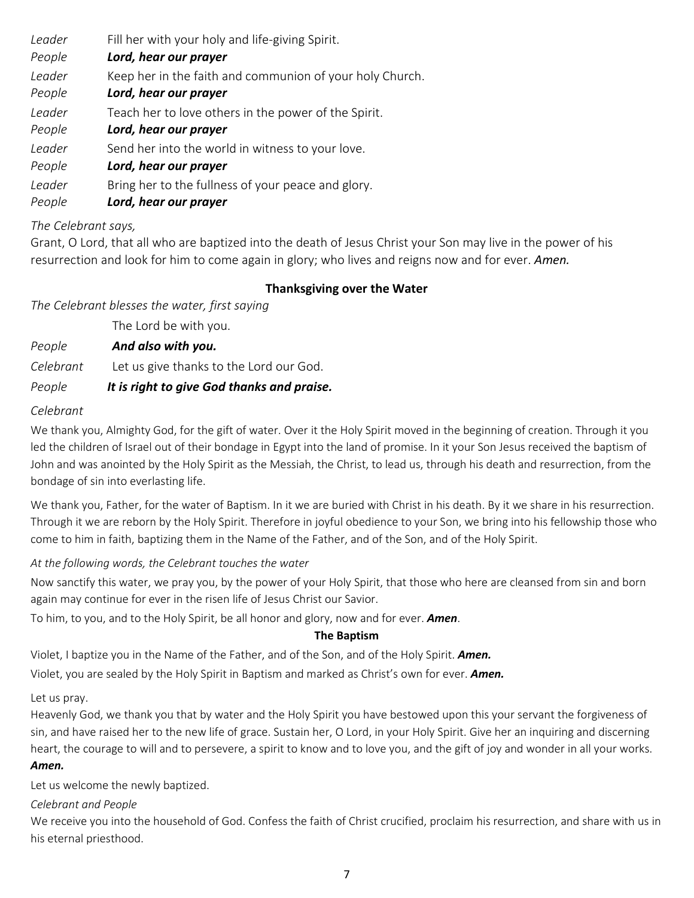*Leader* Fill her with your holy and life-giving Spirit.

*People* ***Lord, hear our prayer***

*Leader* Keep her in the faith and communion of your holy Church.

*People* ***Lord, hear our prayer***

*Leader* Teach her to love others in the power of the Spirit.

*People* ***Lord, hear our prayer***

*Leader* Send her into the world in witness to your love.

*People* ***Lord, hear our prayer***

*Leader* Bring her to the fullness of your peace and glory.

*People* ***Lord, hear our prayer***

*The Celebrant says,*

Grant, O Lord, that all who are baptized into the death of Jesus Christ your Son may live in the power of his resurrection and look for him to come again in glory; who lives and reigns now and for ever. *Amen.*

### Thanksgiving over the Water

*The Celebrant blesses the water, first saying*

The Lord be with you.

*People* ***And also with you.***

*Celebrant* Let us give thanks to the Lord our God.

*People* ***It is right to give God thanks and praise.***

*Celebrant*

We thank you, Almighty God, for the gift of water. Over it the Holy Spirit moved in the beginning of creation. Through it you led the children of Israel out of their bondage in Egypt into the land of promise. In it your Son Jesus received the baptism of John and was anointed by the Holy Spirit as the Messiah, the Christ, to lead us, through his death and resurrection, from the bondage of sin into everlasting life.

We thank you, Father, for the water of Baptism. In it we are buried with Christ in his death. By it we share in his resurrection. Through it we are reborn by the Holy Spirit. Therefore in joyful obedience to your Son, we bring into his fellowship those who come to him in faith, baptizing them in the Name of the Father, and of the Son, and of the Holy Spirit.

*At the following words, the Celebrant touches the water*

Now sanctify this water, we pray you, by the power of your Holy Spirit, that those who here are cleansed from sin and born again may continue for ever in the risen life of Jesus Christ our Savior.

To him, to you, and to the Holy Spirit, be all honor and glory, now and for ever. ***Amen***.

### The Baptism

Violet, I baptize you in the Name of the Father, and of the Son, and of the Holy Spirit. ***Amen.***

Violet, you are sealed by the Holy Spirit in Baptism and marked as Christ's own for ever. ***Amen.***

Let us pray.

Heavenly God, we thank you that by water and the Holy Spirit you have bestowed upon this your servant the forgiveness of sin, and have raised her to the new life of grace. Sustain her, O Lord, in your Holy Spirit. Give her an inquiring and discerning heart, the courage to will and to persevere, a spirit to know and to love you, and the gift of joy and wonder in all your works.
***Amen.***

Let us welcome the newly baptized.

*Celebrant and People*

We receive you into the household of God. Confess the faith of Christ crucified, proclaim his resurrection, and share with us in his eternal priesthood.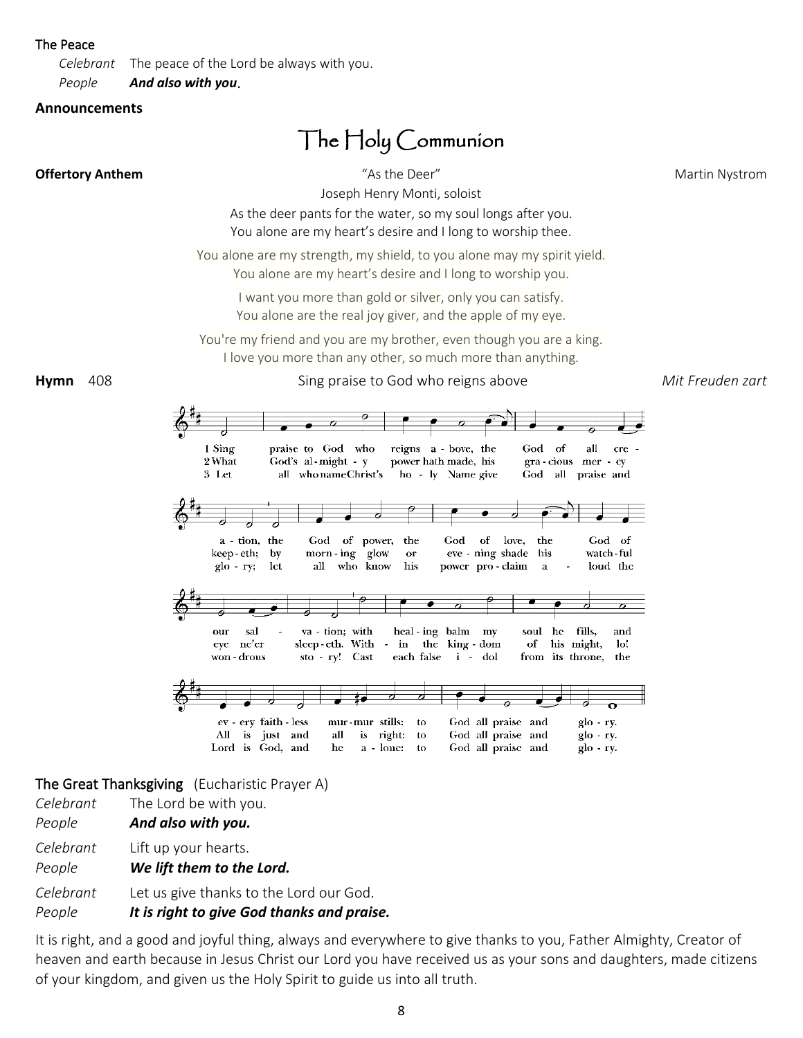**The Peace**

*Celebrant* The peace of the Lord be always with you.
*People* ***And also with you.***

**Announcements**

# The Holy Communion

**Offertory Anthem** "As the Deer" Martin Nystrom

Joseph Henry Monti, soloist

As the deer pants for the water, so my soul longs after you.
You alone are my heart's desire and I long to worship thee.

You alone are my strength, my shield, to you alone may my spirit yield.
You alone are my heart's desire and I long to worship you.

I want you more than gold or silver, only you can satisfy.
You alone are the real joy giver, and the apple of my eye.

You're my friend and you are my brother, even though you are a king.
I love you more than any other, so much more than anything.

**Hymn** 408 Sing praise to God who reigns above *Mit Freuden zart*

1 Sing praise to God who reigns above, the God of all creation, the God of power, the God of love, the God of our salvation; with healing balm my soul he fills, and every faithless murmur stills: to God all praise and glory.

2 What God's almighty power hath made, his gracious mercy keepeth; by morning glow or evening shade his watchful eye ne'er sleepeth. Within the kingdom of his might, lo! All is just and all is right: to God all praise and glory.

3 Let all who name Christ's holy Name give God all praise and glory; let all who know his power proclaim aloud the wondrous story! Cast each false idol from its throne, the Lord is God, and he alone: to God all praise and glory.

**The Great Thanksgiving** (Eucharistic Prayer A)

*Celebrant* The Lord be with you.
*People* ***And also with you.***

*Celebrant* Lift up your hearts.
*People* ***We lift them to the Lord.***

*Celebrant* Let us give thanks to the Lord our God.
*People* ***It is right to give God thanks and praise.***

It is right, and a good and joyful thing, always and everywhere to give thanks to you, Father Almighty, Creator of heaven and earth because in Jesus Christ our Lord you have received us as your sons and daughters, made citizens of your kingdom, and given us the Holy Spirit to guide us into all truth.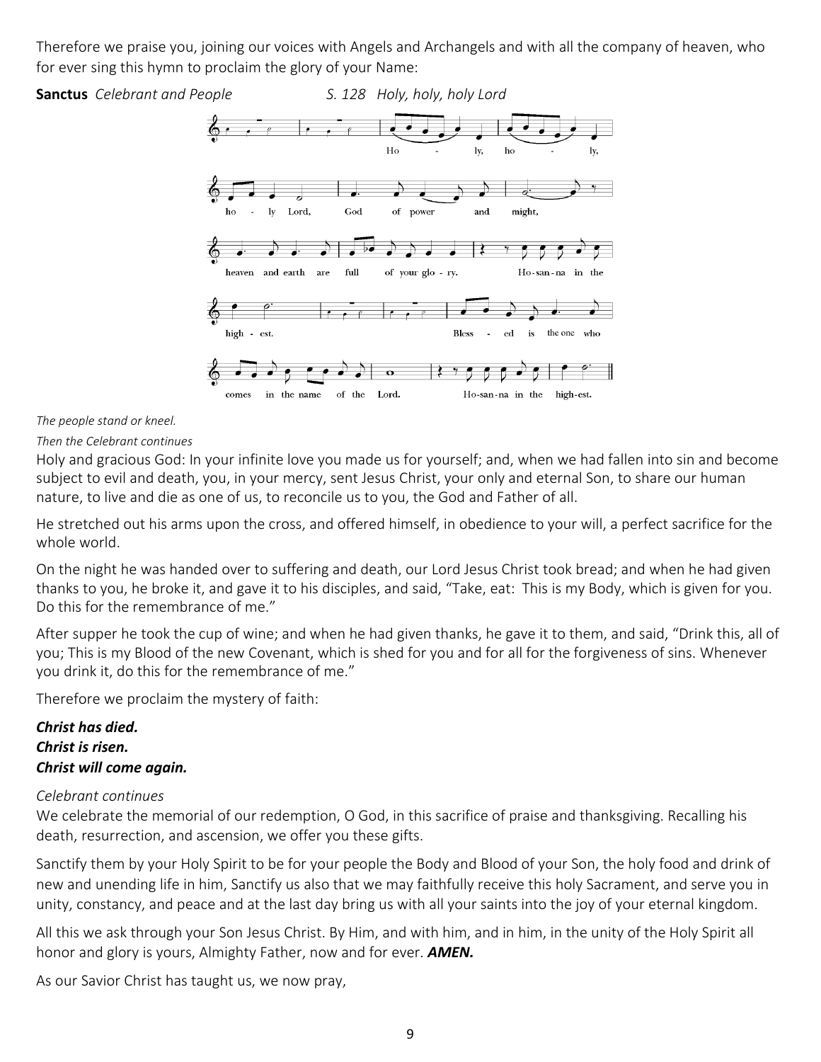Therefore we praise you, joining our voices with Angels and Archangels and with all the company of heaven, who for ever sing this hymn to proclaim the glory of your Name:

**Sanctus** *Celebrant and People* *S. 128 Holy, holy, holy Lord*

Holy, holy, holy Lord, God of power and might, heaven and earth are full of your glory. Hosanna in the highest. Blessed is the one who comes in the name of the Lord. Hosanna in the highest.

*The people stand or kneel.*

*Then the Celebrant continues*

Holy and gracious God: In your infinite love you made us for yourself; and, when we had fallen into sin and become subject to evil and death, you, in your mercy, sent Jesus Christ, your only and eternal Son, to share our human nature, to live and die as one of us, to reconcile us to you, the God and Father of all.

He stretched out his arms upon the cross, and offered himself, in obedience to your will, a perfect sacrifice for the whole world.

On the night he was handed over to suffering and death, our Lord Jesus Christ took bread; and when he had given thanks to you, he broke it, and gave it to his disciples, and said, "Take, eat: This is my Body, which is given for you. Do this for the remembrance of me."

After supper he took the cup of wine; and when he had given thanks, he gave it to them, and said, "Drink this, all of you; This is my Blood of the new Covenant, which is shed for you and for all for the forgiveness of sins. Whenever you drink it, do this for the remembrance of me."

Therefore we proclaim the mystery of faith:

***Christ has died.***
***Christ is risen.***
***Christ will come again.***

*Celebrant continues*

We celebrate the memorial of our redemption, O God, in this sacrifice of praise and thanksgiving. Recalling his death, resurrection, and ascension, we offer you these gifts.

Sanctify them by your Holy Spirit to be for your people the Body and Blood of your Son, the holy food and drink of new and unending life in him, Sanctify us also that we may faithfully receive this holy Sacrament, and serve you in unity, constancy, and peace and at the last day bring us with all your saints into the joy of your eternal kingdom.

All this we ask through your Son Jesus Christ. By Him, and with him, and in him, in the unity of the Holy Spirit all honor and glory is yours, Almighty Father, now and for ever. ***AMEN.***

As our Savior Christ has taught us, we now pray,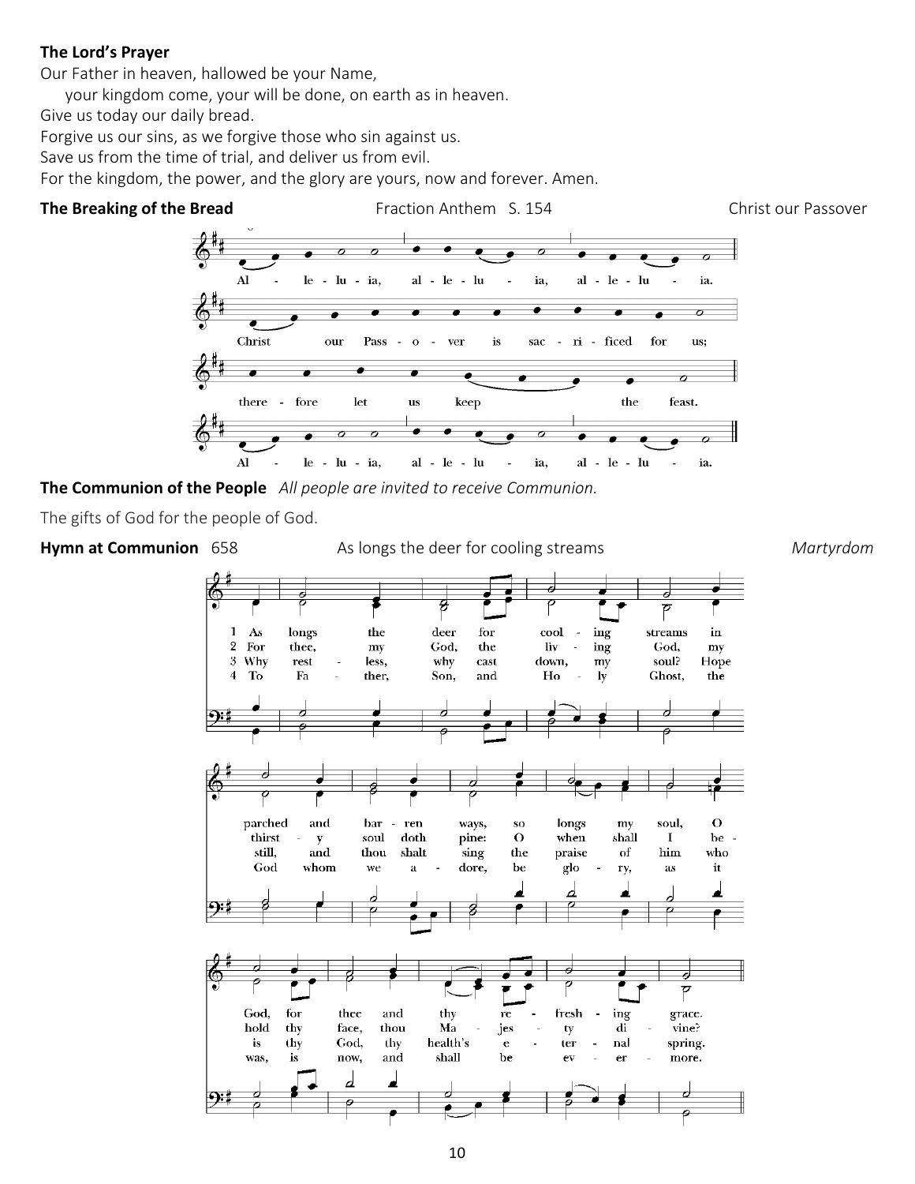**The Lord's Prayer**

Our Father in heaven, hallowed be your Name,
  your kingdom come, your will be done, on earth as in heaven.
Give us today our daily bread.
Forgive us our sins, as we forgive those who sin against us.
Save us from the time of trial, and deliver us from evil.
For the kingdom, the power, and the glory are yours, now and forever. Amen.

**The Breaking of the Bread** Fraction Anthem S. 154 Christ our Passover

Al - le - lu - ia, al - le - lu - ia, al - le - lu - ia.
Christ our Pass - o - ver is sac - ri - ficed for us;
there - fore let us keep the feast.
Al - le - lu - ia, al - le - lu - ia, al - le - lu - ia.

**The Communion of the People** *All people are invited to receive Communion.*

The gifts of God for the people of God.

**Hymn at Communion** 658 As longs the deer for cooling streams *Martyrdom*

1 As longs the deer for cooling streams in parched and barren ways, so longs my soul, O God, for thee and thy refreshing grace.
2 For thee, my God, the living God, my thirsty soul doth pine: O when shall I behold thy face, thou Majesty divine?
3 Why restless, why cast down, my soul? Hope still, and thou shalt sing the praise of him who is thy God, thy health's eternal spring.
4 To Father, Son, and Holy Ghost, the God whom we adore, be glory, as it was, is now, and shall be evermore.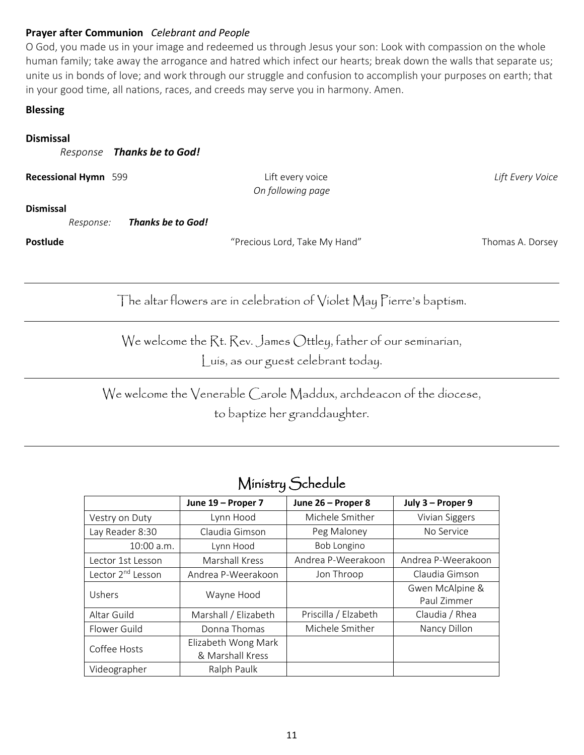**Prayer after Communion** *Celebrant and People*

O God, you made us in your image and redeemed us through Jesus your son: Look with compassion on the whole human family; take away the arrogance and hatred which infect our hearts; break down the walls that separate us; unite us in bonds of love; and work through our struggle and confusion to accomplish your purposes on earth; that in your good time, all nations, races, and creeds may serve you in harmony. Amen.

**Blessing**

**Dismissal**

*Response* ***Thanks be to God!***

**Recessional Hymn** 599 — Lift every voice — *Lift Every Voice*
*On following page*

**Dismissal**

*Response:* ***Thanks be to God!***

**Postlude** — "Precious Lord, Take My Hand" — Thomas A. Dorsey

---

The altar flowers are in celebration of Violet May Pierre's baptism.

---

We welcome the Rt. Rev. James Ottley, father of our seminarian, Luis, as our guest celebrant today.

---

We welcome the Venerable Carole Maddux, archdeacon of the diocese, to baptize her granddaughter.

---

## Ministry Schedule

| | June 19 – Proper 7 | June 26 – Proper 8 | July 3 – Proper 9 |
|---|---|---|---|
| Vestry on Duty | Lynn Hood | Michele Smither | Vivian Siggers |
| Lay Reader 8:30 | Claudia Gimson | Peg Maloney | No Service |
| 10:00 a.m. | Lynn Hood | Bob Longino | |
| Lector 1st Lesson | Marshall Kress | Andrea P-Weerakoon | Andrea P-Weerakoon |
| Lector 2nd Lesson | Andrea P-Weerakoon | Jon Throop | Claudia Gimson |
| Ushers | Wayne Hood | | Gwen McAlpine & Paul Zimmer |
| Altar Guild | Marshall / Elizabeth | Priscilla / Elzabeth | Claudia / Rhea |
| Flower Guild | Donna Thomas | Michele Smither | Nancy Dillon |
| Coffee Hosts | Elizabeth Wong Mark & Marshall Kress | | |
| Videographer | Ralph Paulk | | |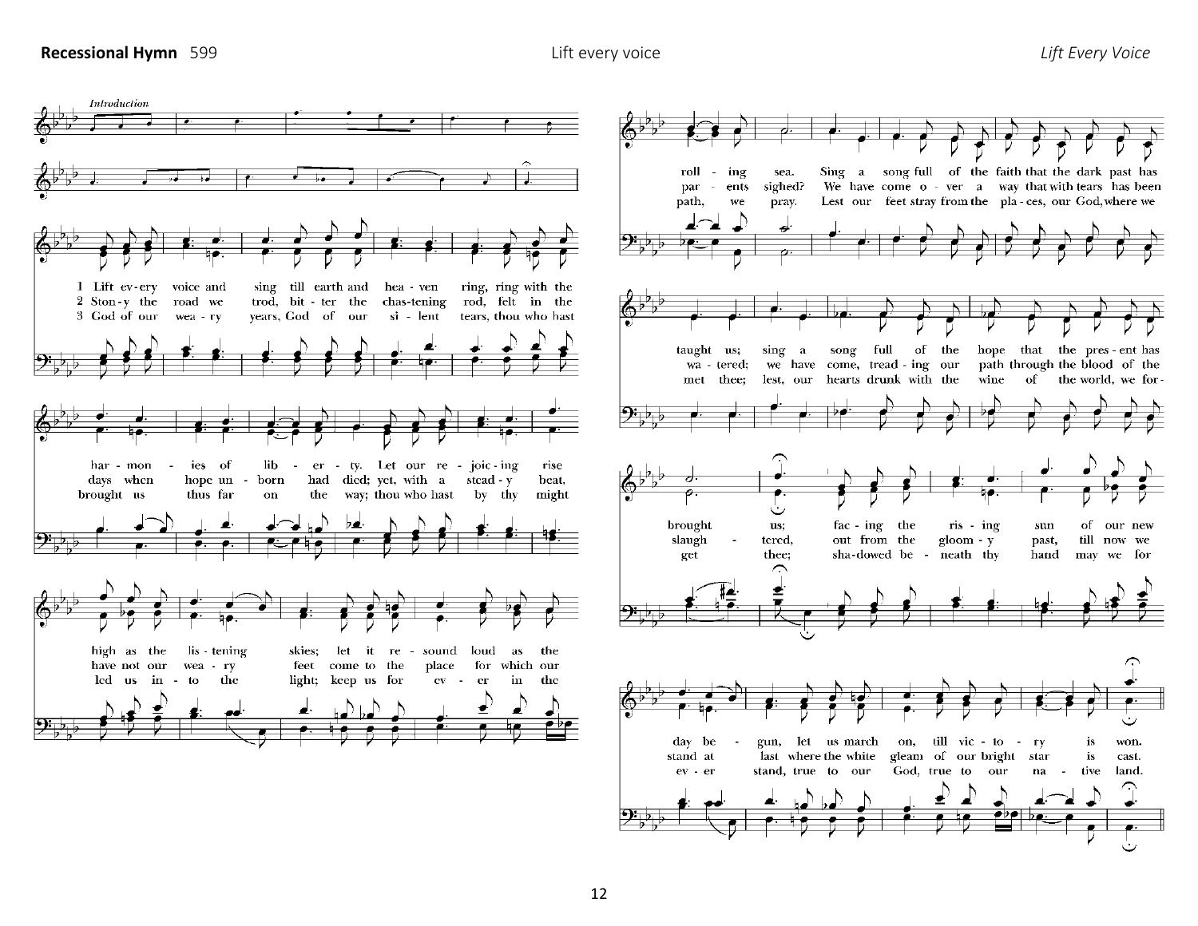**Recessional Hymn** 599 Lift every voice *Lift Every Voice*

*Introduction*

1 Lift ev-ery voice and sing till earth and hea-ven ring, ring with the har-mon-ies of lib-er-ty. Let our re-joic-ing rise high as the lis-tening skies; let it re-sound loud as the roll-ing sea. Sing a song full of the faith that the dark past has taught us; sing a song full of the hope that the pres-ent has brought us; fac-ing the ris-ing sun of our new day be-gun, let us march on, till vic-to-ry is won.

2 Ston-y the road we trod, bit-ter the chas-tening rod, felt in the days when hope un-born had died; yet, with a stead-y beat, have not our wea-ry feet come to the place for which our par-ents sighed? We have come o-ver a way that with tears has been wa-tered; we have come, tread-ing our path through the blood of the slaugh-tered, out from the gloom-y past, till now we stand at last where the white gleam of our bright star is cast.

3 God of our wea-ry years, God of our si-lent tears, thou who hast brought us thus far on the way; thou who hast by thy might led us in-to the light; keep us for ev-er in the path, we pray. Lest our feet stray from the pla-ces, our God, where we met thee; lest, our hearts drunk with the wine of the world, we for-get thee; sha-dowed be-neath thy hand may we for ev-er stand, true to our God, true to our na-tive land.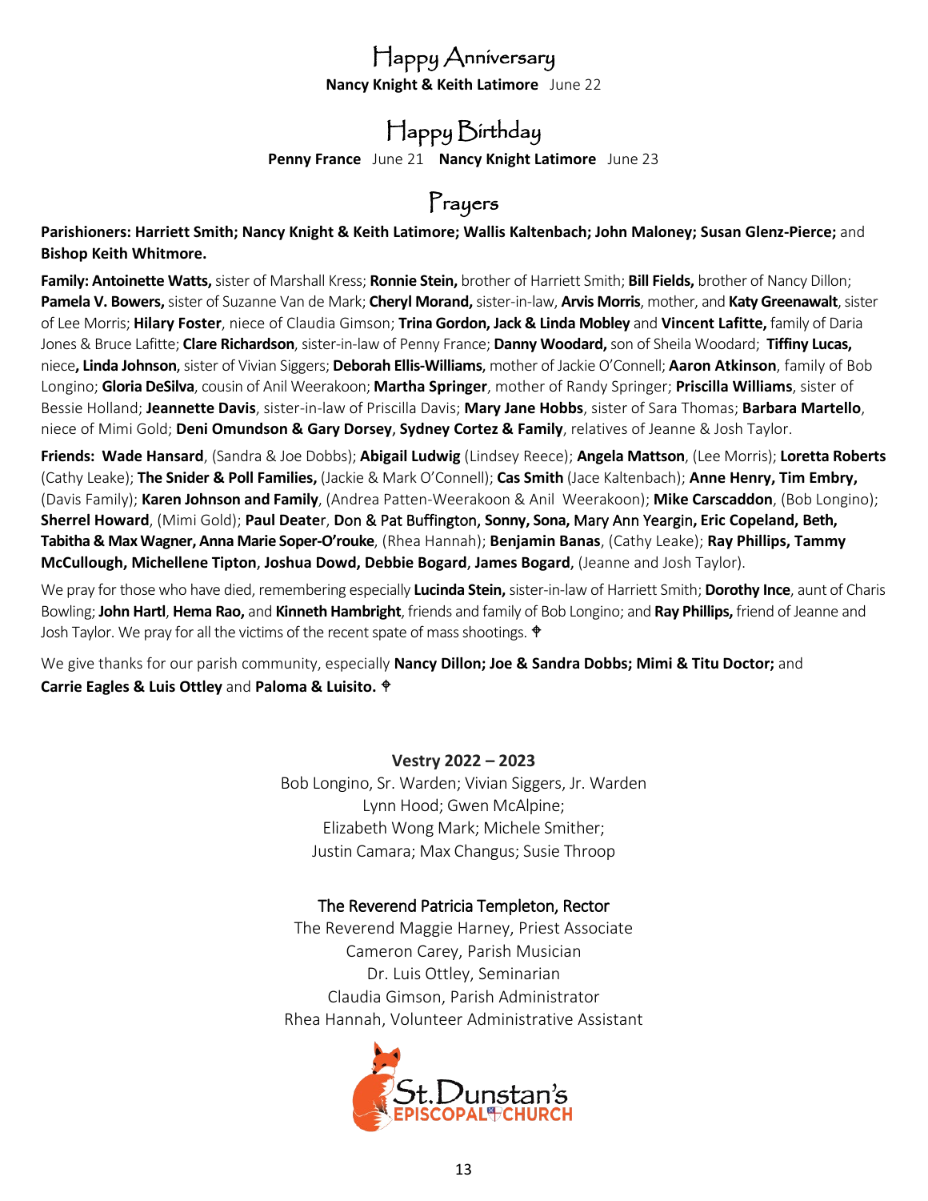## Happy Anniversary

**Nancy Knight & Keith Latimore** June 22

## Happy Birthday

**Penny France** June 21 **Nancy Knight Latimore** June 23

## Prayers

**Parishioners: Harriett Smith; Nancy Knight & Keith Latimore; Wallis Kaltenbach; John Maloney; Susan Glenz-Pierce;** and **Bishop Keith Whitmore.**

**Family: Antoinette Watts,** sister of Marshall Kress; **Ronnie Stein,** brother of Harriett Smith; **Bill Fields,** brother of Nancy Dillon; **Pamela V. Bowers,** sister of Suzanne Van de Mark; **Cheryl Morand,** sister-in-law, **Arvis Morris**, mother, and **Katy Greenawalt**, sister of Lee Morris; **Hilary Foster**, niece of Claudia Gimson; **Trina Gordon, Jack & Linda Mobley** and **Vincent Lafitte,** family of Daria Jones & Bruce Lafitte; **Clare Richardson**, sister-in-law of Penny France; **Danny Woodard,** son of Sheila Woodard; **Tiffiny Lucas,** niece**, Linda Johnson**, sister of Vivian Siggers; **Deborah Ellis-Williams**, mother of Jackie O'Connell; **Aaron Atkinson**, family of Bob Longino; **Gloria DeSilva**, cousin of Anil Weerakoon; **Martha Springer**, mother of Randy Springer; **Priscilla Williams**, sister of Bessie Holland; **Jeannette Davis**, sister-in-law of Priscilla Davis; **Mary Jane Hobbs**, sister of Sara Thomas; **Barbara Martello**, niece of Mimi Gold; **Deni Omundson & Gary Dorsey**, **Sydney Cortez & Family**, relatives of Jeanne & Josh Taylor.

**Friends: Wade Hansard**, (Sandra & Joe Dobbs); **Abigail Ludwig** (Lindsey Reece); **Angela Mattson**, (Lee Morris); **Loretta Roberts** (Cathy Leake); **The Snider & Poll Families,** (Jackie & Mark O'Connell); **Cas Smith** (Jace Kaltenbach); **Anne Henry, Tim Embry,** (Davis Family); **Karen Johnson and Family**, (Andrea Patten-Weerakoon & Anil Weerakoon); **Mike Carscaddon**, (Bob Longino); **Sherrel Howard**, (Mimi Gold); **Paul Deater**, **Don & Pat Buffington**, **Sonny, Sona, Mary Ann Yeargin, Eric Copeland, Beth, Tabitha & Max Wagner, Anna Marie Soper-O'rouke**, (Rhea Hannah); **Benjamin Banas**, (Cathy Leake); **Ray Phillips, Tammy McCullough, Michellene Tipton**, **Joshua Dowd, Debbie Bogard**, **James Bogard**, (Jeanne and Josh Taylor).

We pray for those who have died, remembering especially **Lucinda Stein,** sister-in-law of Harriett Smith; **Dorothy Ince**, aunt of Charis Bowling; **John Hartl**, **Hema Rao,** and **Kinneth Hambright**, friends and family of Bob Longino; and **Ray Phillips,** friend of Jeanne and Josh Taylor. We pray for all the victims of the recent spate of mass shootings. ✟

We give thanks for our parish community, especially **Nancy Dillon; Joe & Sandra Dobbs; Mimi & Titu Doctor;** and **Carrie Eagles & Luis Ottley** and **Paloma & Luisito.** ✟

**Vestry 2022 – 2023**

Bob Longino, Sr. Warden; Vivian Siggers, Jr. Warden
Lynn Hood; Gwen McAlpine;
Elizabeth Wong Mark; Michele Smither;
Justin Camara; Max Changus; Susie Throop

The Reverend Patricia Templeton, Rector
The Reverend Maggie Harney, Priest Associate
Cameron Carey, Parish Musician
Dr. Luis Ottley, Seminarian
Claudia Gimson, Parish Administrator
Rhea Hannah, Volunteer Administrative Assistant

St. Dunstan's
EPISCOPAL CHURCH